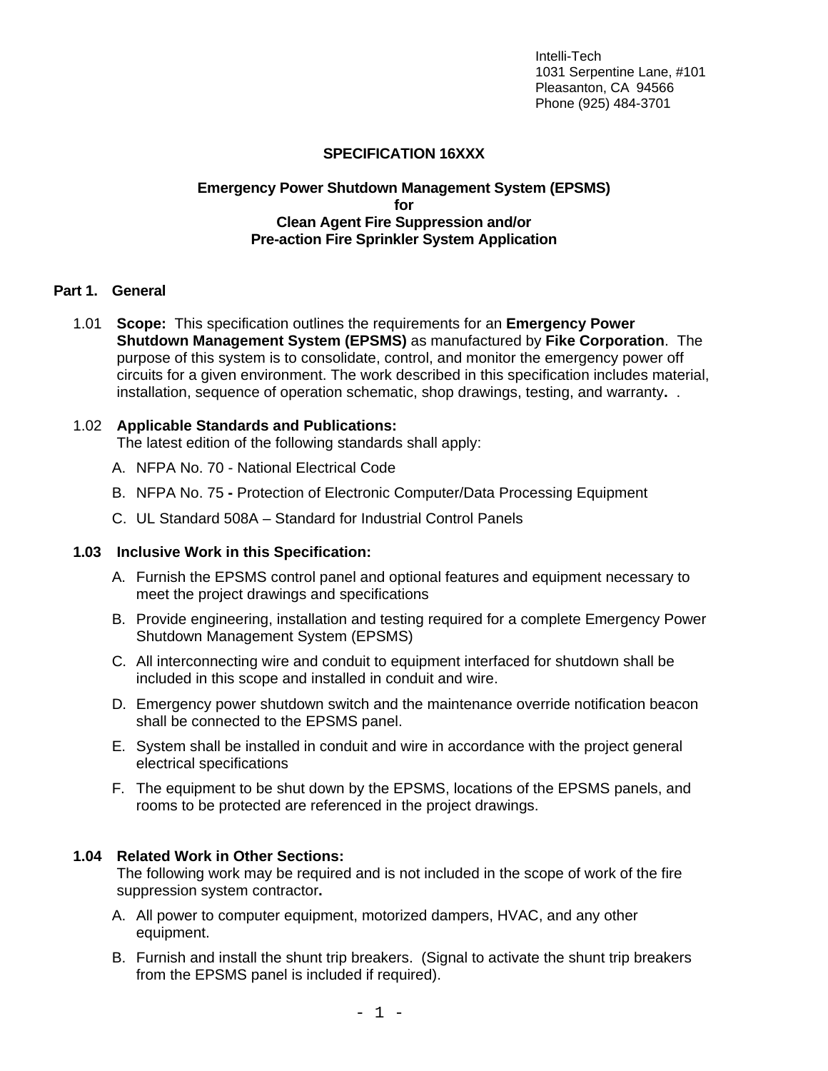Intelli-Tech
1031 Serpentine Lane, #101
Pleasanton, CA 94566
Phone (925) 484-3701

# SPECIFICATION 16XXX

## Emergency Power Shutdown Management System (EPSMS) for Clean Agent Fire Suppression and/or Pre-action Fire Sprinkler System Application

## Part 1. General

1.01 **Scope:** This specification outlines the requirements for an **Emergency Power Shutdown Management System (EPSMS)** as manufactured by **Fike Corporation**. The purpose of this system is to consolidate, control, and monitor the emergency power off circuits for a given environment. The work described in this specification includes material, installation, sequence of operation schematic, shop drawings, testing, and warranty**.** .

1.02 **Applicable Standards and Publications:**
The latest edition of the following standards shall apply:

A. NFPA No. 70 - National Electrical Code

B. NFPA No. 75 **-** Protection of Electronic Computer/Data Processing Equipment

C. UL Standard 508A – Standard for Industrial Control Panels

**1.03 Inclusive Work in this Specification:**

A. Furnish the EPSMS control panel and optional features and equipment necessary to meet the project drawings and specifications

B. Provide engineering, installation and testing required for a complete Emergency Power Shutdown Management System (EPSMS)

C. All interconnecting wire and conduit to equipment interfaced for shutdown shall be included in this scope and installed in conduit and wire.

D. Emergency power shutdown switch and the maintenance override notification beacon shall be connected to the EPSMS panel.

E. System shall be installed in conduit and wire in accordance with the project general electrical specifications

F. The equipment to be shut down by the EPSMS, locations of the EPSMS panels, and rooms to be protected are referenced in the project drawings.

**1.04 Related Work in Other Sections:**
The following work may be required and is not included in the scope of work of the fire suppression system contractor**.**

A. All power to computer equipment, motorized dampers, HVAC, and any other equipment.

B. Furnish and install the shunt trip breakers. (Signal to activate the shunt trip breakers from the EPSMS panel is included if required).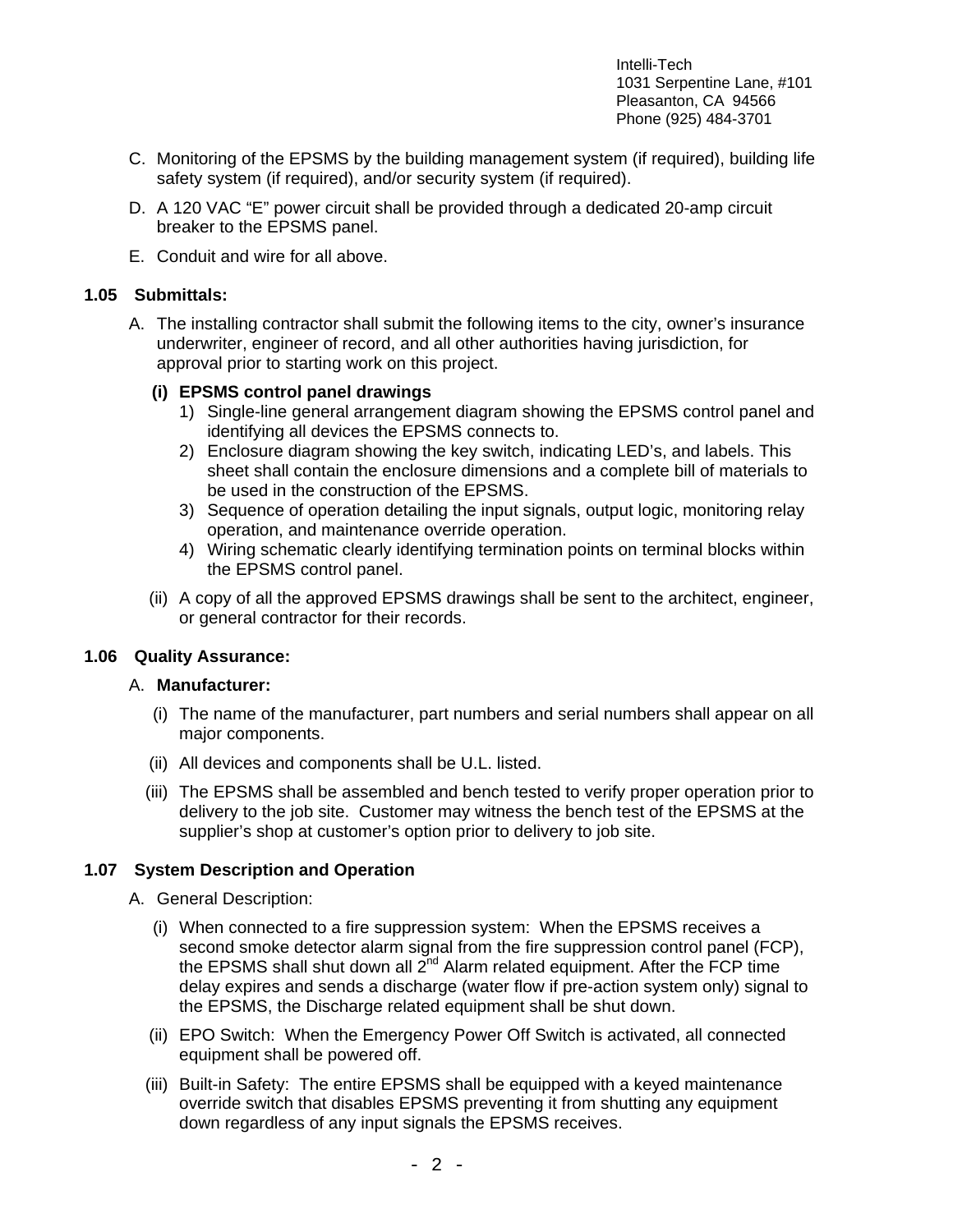C. Monitoring of the EPSMS by the building management system (if required), building life safety system (if required), and/or security system (if required).

D. A 120 VAC “E” power circuit shall be provided through a dedicated 20-amp circuit breaker to the EPSMS panel.

E. Conduit and wire for all above.

### 1.05 Submittals:

A. The installing contractor shall submit the following items to the city, owner’s insurance underwriter, engineer of record, and all other authorities having jurisdiction, for approval prior to starting work on this project.

**(i) EPSMS control panel drawings**

1) Single-line general arrangement diagram showing the EPSMS control panel and identifying all devices the EPSMS connects to.
2) Enclosure diagram showing the key switch, indicating LED’s, and labels. This sheet shall contain the enclosure dimensions and a complete bill of materials to be used in the construction of the EPSMS.
3) Sequence of operation detailing the input signals, output logic, monitoring relay operation, and maintenance override operation.
4) Wiring schematic clearly identifying termination points on terminal blocks within the EPSMS control panel.

(ii) A copy of all the approved EPSMS drawings shall be sent to the architect, engineer, or general contractor for their records.

### 1.06 Quality Assurance:

A. **Manufacturer:**

(i) The name of the manufacturer, part numbers and serial numbers shall appear on all major components.

(ii) All devices and components shall be U.L. listed.

(iii) The EPSMS shall be assembled and bench tested to verify proper operation prior to delivery to the job site. Customer may witness the bench test of the EPSMS at the supplier’s shop at customer’s option prior to delivery to job site.

### 1.07 System Description and Operation

A. General Description:

(i) When connected to a fire suppression system: When the EPSMS receives a second smoke detector alarm signal from the fire suppression control panel (FCP), the EPSMS shall shut down all 2nd Alarm related equipment. After the FCP time delay expires and sends a discharge (water flow if pre-action system only) signal to the EPSMS, the Discharge related equipment shall be shut down.

(ii) EPO Switch: When the Emergency Power Off Switch is activated, all connected equipment shall be powered off.

(iii) Built-in Safety: The entire EPSMS shall be equipped with a keyed maintenance override switch that disables EPSMS preventing it from shutting any equipment down regardless of any input signals the EPSMS receives.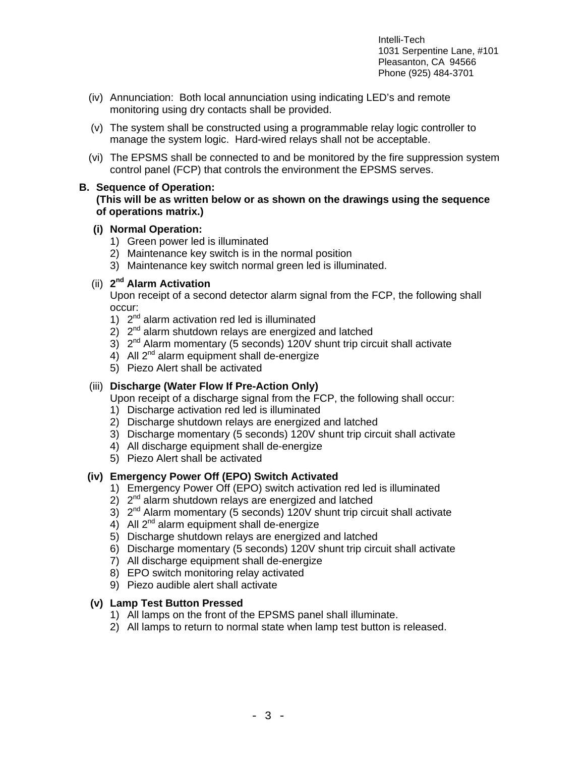(iv) Annunciation: Both local annunciation using indicating LED's and remote monitoring using dry contacts shall be provided.

(v) The system shall be constructed using a programmable relay logic controller to manage the system logic. Hard-wired relays shall not be acceptable.

(vi) The EPSMS shall be connected to and be monitored by the fire suppression system control panel (FCP) that controls the environment the EPSMS serves.

**B. Sequence of Operation:**
**(This will be as written below or as shown on the drawings using the sequence of operations matrix.)**

**(i) Normal Operation:**

1) Green power led is illuminated
2) Maintenance key switch is in the normal position
3) Maintenance key switch normal green led is illuminated.

**(ii) 2nd Alarm Activation**

Upon receipt of a second detector alarm signal from the FCP, the following shall occur:

1) 2nd alarm activation red led is illuminated
2) 2nd alarm shutdown relays are energized and latched
3) 2nd Alarm momentary (5 seconds) 120V shunt trip circuit shall activate
4) All 2nd alarm equipment shall de-energize
5) Piezo Alert shall be activated

**(iii) Discharge (Water Flow If Pre-Action Only)**

Upon receipt of a discharge signal from the FCP, the following shall occur:

1) Discharge activation red led is illuminated
2) Discharge shutdown relays are energized and latched
3) Discharge momentary (5 seconds) 120V shunt trip circuit shall activate
4) All discharge equipment shall de-energize
5) Piezo Alert shall be activated

**(iv) Emergency Power Off (EPO) Switch Activated**

1) Emergency Power Off (EPO) switch activation red led is illuminated
2) 2nd alarm shutdown relays are energized and latched
3) 2nd Alarm momentary (5 seconds) 120V shunt trip circuit shall activate
4) All 2nd alarm equipment shall de-energize
5) Discharge shutdown relays are energized and latched
6) Discharge momentary (5 seconds) 120V shunt trip circuit shall activate
7) All discharge equipment shall de-energize
8) EPO switch monitoring relay activated
9) Piezo audible alert shall activate

**(v) Lamp Test Button Pressed**

1) All lamps on the front of the EPSMS panel shall illuminate.
2) All lamps to return to normal state when lamp test button is released.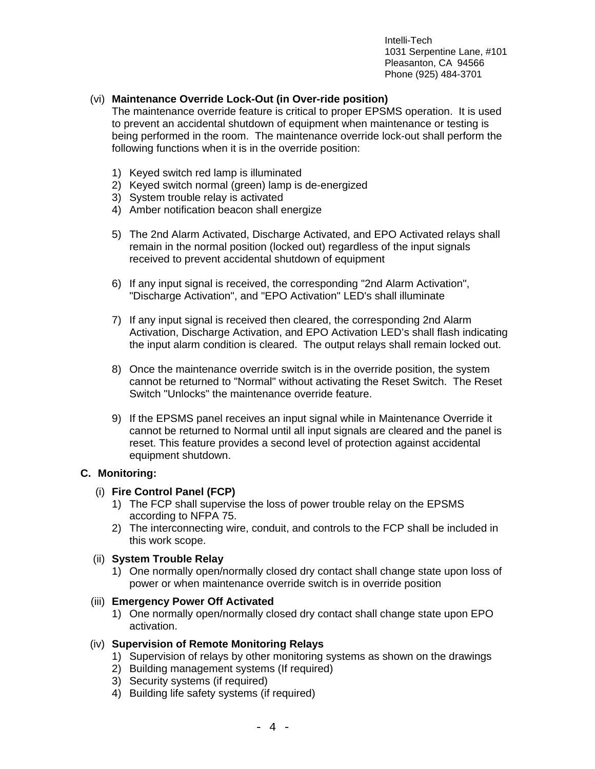Intelli-Tech
1031 Serpentine Lane, #101
Pleasanton, CA 94566
Phone (925) 484-3701

(vi) **Maintenance Override Lock-Out (in Over-ride position)**
The maintenance override feature is critical to proper EPSMS operation. It is used to prevent an accidental shutdown of equipment when maintenance or testing is being performed in the room. The maintenance override lock-out shall perform the following functions when it is in the override position:

1) Keyed switch red lamp is illuminated
2) Keyed switch normal (green) lamp is de-energized
3) System trouble relay is activated
4) Amber notification beacon shall energize

5) The 2nd Alarm Activated, Discharge Activated, and EPO Activated relays shall remain in the normal position (locked out) regardless of the input signals received to prevent accidental shutdown of equipment

6) If any input signal is received, the corresponding "2nd Alarm Activation", "Discharge Activation", and "EPO Activation" LED's shall illuminate

7) If any input signal is received then cleared, the corresponding 2nd Alarm Activation, Discharge Activation, and EPO Activation LED’s shall flash indicating the input alarm condition is cleared. The output relays shall remain locked out.

8) Once the maintenance override switch is in the override position, the system cannot be returned to "Normal" without activating the Reset Switch. The Reset Switch "Unlocks" the maintenance override feature.

9) If the EPSMS panel receives an input signal while in Maintenance Override it cannot be returned to Normal until all input signals are cleared and the panel is reset. This feature provides a second level of protection against accidental equipment shutdown.

**C. Monitoring:**

(i) **Fire Control Panel (FCP)**
1) The FCP shall supervise the loss of power trouble relay on the EPSMS according to NFPA 75.
2) The interconnecting wire, conduit, and controls to the FCP shall be included in this work scope.

(ii) **System Trouble Relay**
1) One normally open/normally closed dry contact shall change state upon loss of power or when maintenance override switch is in override position

(iii) **Emergency Power Off Activated**
1) One normally open/normally closed dry contact shall change state upon EPO activation.

(iv) **Supervision of Remote Monitoring Relays**
1) Supervision of relays by other monitoring systems as shown on the drawings
2) Building management systems (If required)
3) Security systems (if required)
4) Building life safety systems (if required)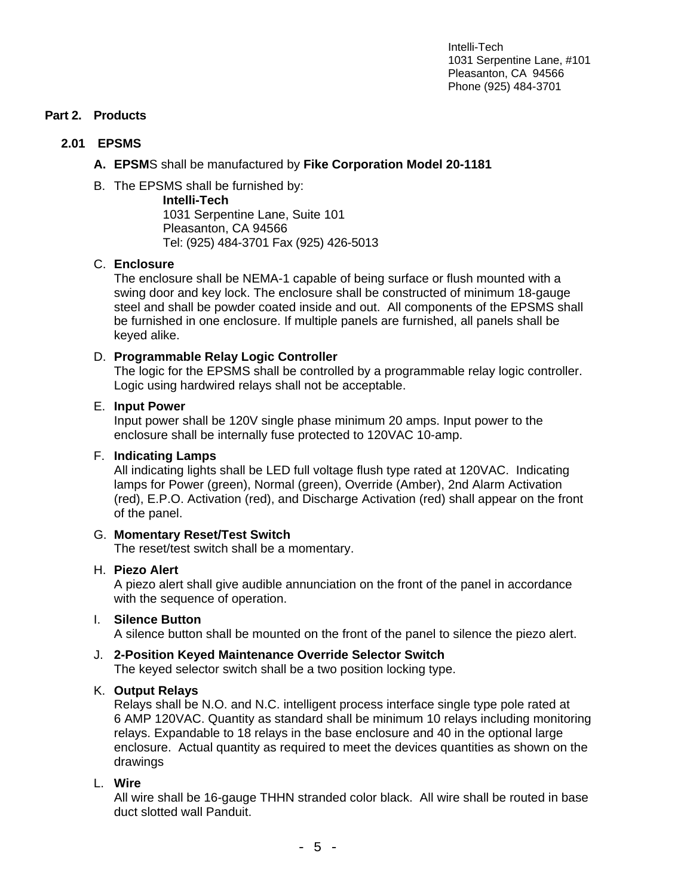Intelli-Tech
1031 Serpentine Lane, #101
Pleasanton, CA 94566
Phone (925) 484-3701

## Part 2. Products

### 2.01 EPSMS

A. **EPSM**S shall be manufactured by **Fike Corporation Model 20-1181**

B. The EPSMS shall be furnished by:

**Intelli-Tech**
1031 Serpentine Lane, Suite 101
Pleasanton, CA 94566
Tel: (925) 484-3701 Fax (925) 426-5013

C. **Enclosure**
The enclosure shall be NEMA-1 capable of being surface or flush mounted with a swing door and key lock. The enclosure shall be constructed of minimum 18-gauge steel and shall be powder coated inside and out. All components of the EPSMS shall be furnished in one enclosure. If multiple panels are furnished, all panels shall be keyed alike.

D. **Programmable Relay Logic Controller**
The logic for the EPSMS shall be controlled by a programmable relay logic controller. Logic using hardwired relays shall not be acceptable.

E. **Input Power**
Input power shall be 120V single phase minimum 20 amps. Input power to the enclosure shall be internally fuse protected to 120VAC 10-amp.

F. **Indicating Lamps**
All indicating lights shall be LED full voltage flush type rated at 120VAC. Indicating lamps for Power (green), Normal (green), Override (Amber), 2nd Alarm Activation (red), E.P.O. Activation (red), and Discharge Activation (red) shall appear on the front of the panel.

G. **Momentary Reset/Test Switch**
The reset/test switch shall be a momentary.

H. **Piezo Alert**
A piezo alert shall give audible annunciation on the front of the panel in accordance with the sequence of operation.

I. **Silence Button**
A silence button shall be mounted on the front of the panel to silence the piezo alert.

J. **2-Position Keyed Maintenance Override Selector Switch**
The keyed selector switch shall be a two position locking type.

K. **Output Relays**
Relays shall be N.O. and N.C. intelligent process interface single type pole rated at 6 AMP 120VAC. Quantity as standard shall be minimum 10 relays including monitoring relays. Expandable to 18 relays in the base enclosure and 40 in the optional large enclosure. Actual quantity as required to meet the devices quantities as shown on the drawings

L. **Wire**
All wire shall be 16-gauge THHN stranded color black. All wire shall be routed in base duct slotted wall Panduit.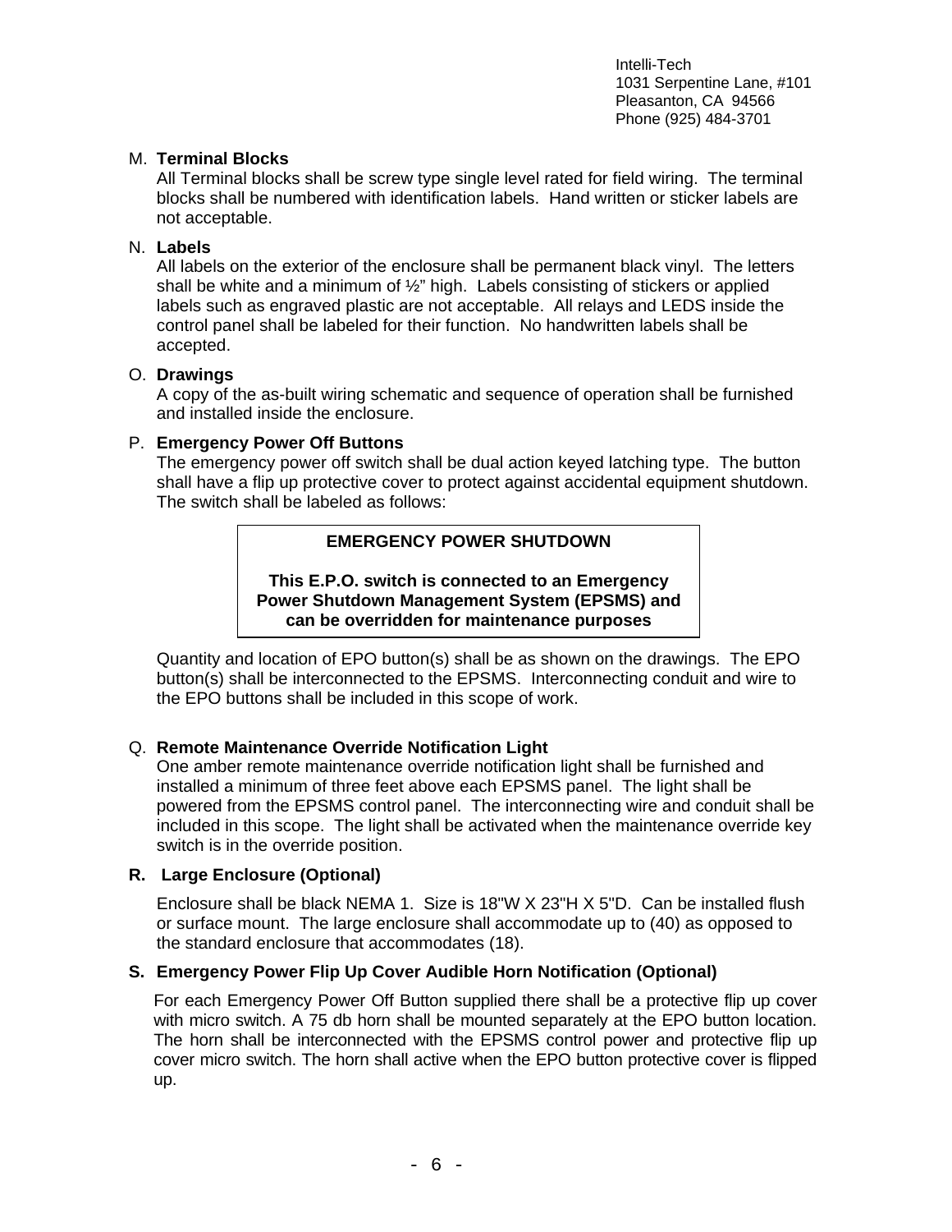Intelli-Tech
1031 Serpentine Lane, #101
Pleasanton, CA 94566
Phone (925) 484-3701

M. **Terminal Blocks**
All Terminal blocks shall be screw type single level rated for field wiring. The terminal blocks shall be numbered with identification labels. Hand written or sticker labels are not acceptable.

N. **Labels**
All labels on the exterior of the enclosure shall be permanent black vinyl. The letters shall be white and a minimum of ½" high. Labels consisting of stickers or applied labels such as engraved plastic are not acceptable. All relays and LEDS inside the control panel shall be labeled for their function. No handwritten labels shall be accepted.

O. **Drawings**
A copy of the as-built wiring schematic and sequence of operation shall be furnished and installed inside the enclosure.

P. **Emergency Power Off Buttons**
The emergency power off switch shall be dual action keyed latching type. The button shall have a flip up protective cover to protect against accidental equipment shutdown. The switch shall be labeled as follows:

> **EMERGENCY POWER SHUTDOWN**
>
> **This E.P.O. switch is connected to an Emergency Power Shutdown Management System (EPSMS) and can be overridden for maintenance purposes**

Quantity and location of EPO button(s) shall be as shown on the drawings. The EPO button(s) shall be interconnected to the EPSMS. Interconnecting conduit and wire to the EPO buttons shall be included in this scope of work.

Q. **Remote Maintenance Override Notification Light**
One amber remote maintenance override notification light shall be furnished and installed a minimum of three feet above each EPSMS panel. The light shall be powered from the EPSMS control panel. The interconnecting wire and conduit shall be included in this scope. The light shall be activated when the maintenance override key switch is in the override position.

**R. Large Enclosure (Optional)**

Enclosure shall be black NEMA 1. Size is 18"W X 23"H X 5"D. Can be installed flush or surface mount. The large enclosure shall accommodate up to (40) as opposed to the standard enclosure that accommodates (18).

**S. Emergency Power Flip Up Cover Audible Horn Notification (Optional)**

For each Emergency Power Off Button supplied there shall be a protective flip up cover with micro switch. A 75 db horn shall be mounted separately at the EPO button location. The horn shall be interconnected with the EPSMS control power and protective flip up cover micro switch. The horn shall active when the EPO button protective cover is flipped up.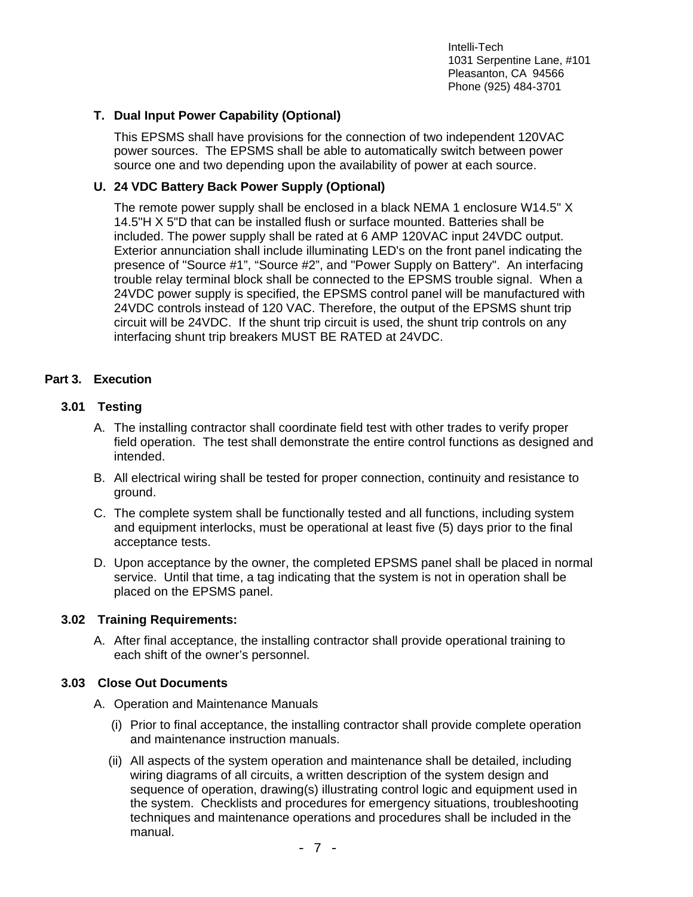**T. Dual Input Power Capability (Optional)**

This EPSMS shall have provisions for the connection of two independent 120VAC power sources. The EPSMS shall be able to automatically switch between power source one and two depending upon the availability of power at each source.

**U. 24 VDC Battery Back Power Supply (Optional)**

The remote power supply shall be enclosed in a black NEMA 1 enclosure W14.5" X 14.5"H X 5"D that can be installed flush or surface mounted. Batteries shall be included. The power supply shall be rated at 6 AMP 120VAC input 24VDC output. Exterior annunciation shall include illuminating LED's on the front panel indicating the presence of "Source #1", "Source #2", and "Power Supply on Battery". An interfacing trouble relay terminal block shall be connected to the EPSMS trouble signal. When a 24VDC power supply is specified, the EPSMS control panel will be manufactured with 24VDC controls instead of 120 VAC. Therefore, the output of the EPSMS shunt trip circuit will be 24VDC. If the shunt trip circuit is used, the shunt trip controls on any interfacing shunt trip breakers MUST BE RATED at 24VDC.

## Part 3. Execution

### 3.01 Testing

A. The installing contractor shall coordinate field test with other trades to verify proper field operation. The test shall demonstrate the entire control functions as designed and intended.

B. All electrical wiring shall be tested for proper connection, continuity and resistance to ground.

C. The complete system shall be functionally tested and all functions, including system and equipment interlocks, must be operational at least five (5) days prior to the final acceptance tests.

D. Upon acceptance by the owner, the completed EPSMS panel shall be placed in normal service. Until that time, a tag indicating that the system is not in operation shall be placed on the EPSMS panel.

### 3.02 Training Requirements:

A. After final acceptance, the installing contractor shall provide operational training to each shift of the owner's personnel.

### 3.03 Close Out Documents

A. Operation and Maintenance Manuals

(i) Prior to final acceptance, the installing contractor shall provide complete operation and maintenance instruction manuals.

(ii) All aspects of the system operation and maintenance shall be detailed, including wiring diagrams of all circuits, a written description of the system design and sequence of operation, drawing(s) illustrating control logic and equipment used in the system. Checklists and procedures for emergency situations, troubleshooting techniques and maintenance operations and procedures shall be included in the manual.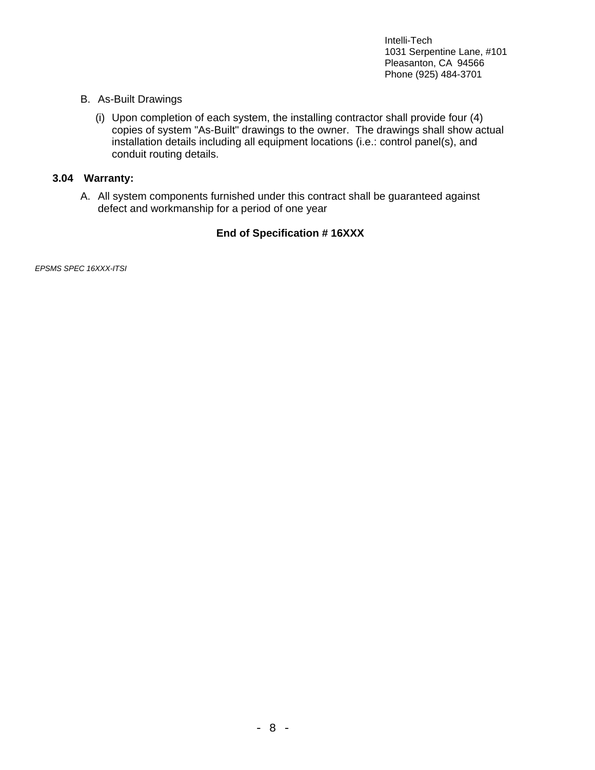B. As-Built Drawings

(i) Upon completion of each system, the installing contractor shall provide four (4) copies of system "As-Built" drawings to the owner. The drawings shall show actual installation details including all equipment locations (i.e.: control panel(s), and conduit routing details.

### 3.04 Warranty:

A. All system components furnished under this contract shall be guaranteed against defect and workmanship for a period of one year

**End of Specification # 16XXX**